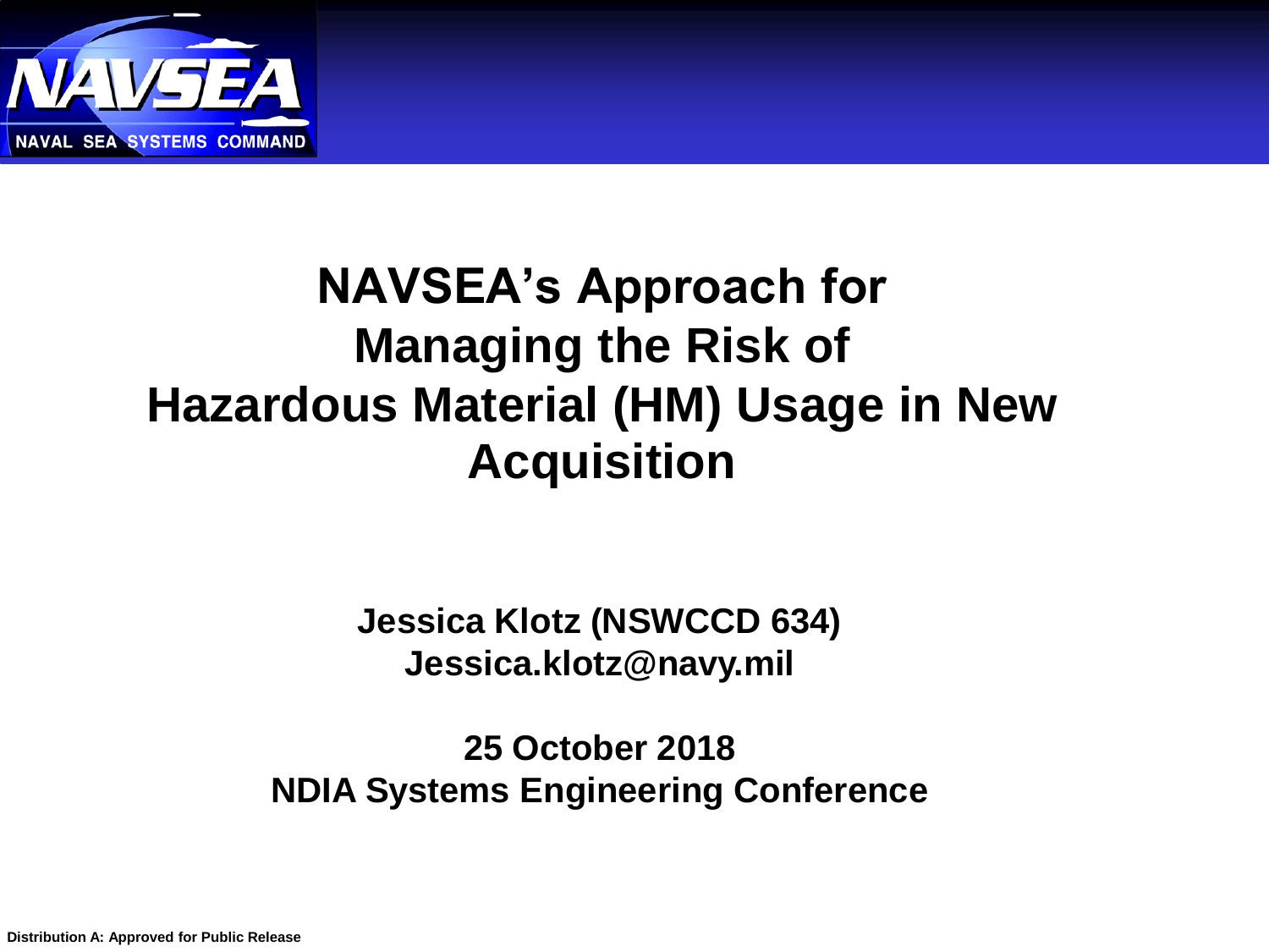# NAVSEA's Approach for Managing the Risk of Hazardous Material (HM) Usage in New Acquisition

**Jessica Klotz (NSWCCD 634)**
**Jessica.klotz@navy.mil**

**25 October 2018**
**NDIA Systems Engineering Conference**

Distribution A: Approved for Public Release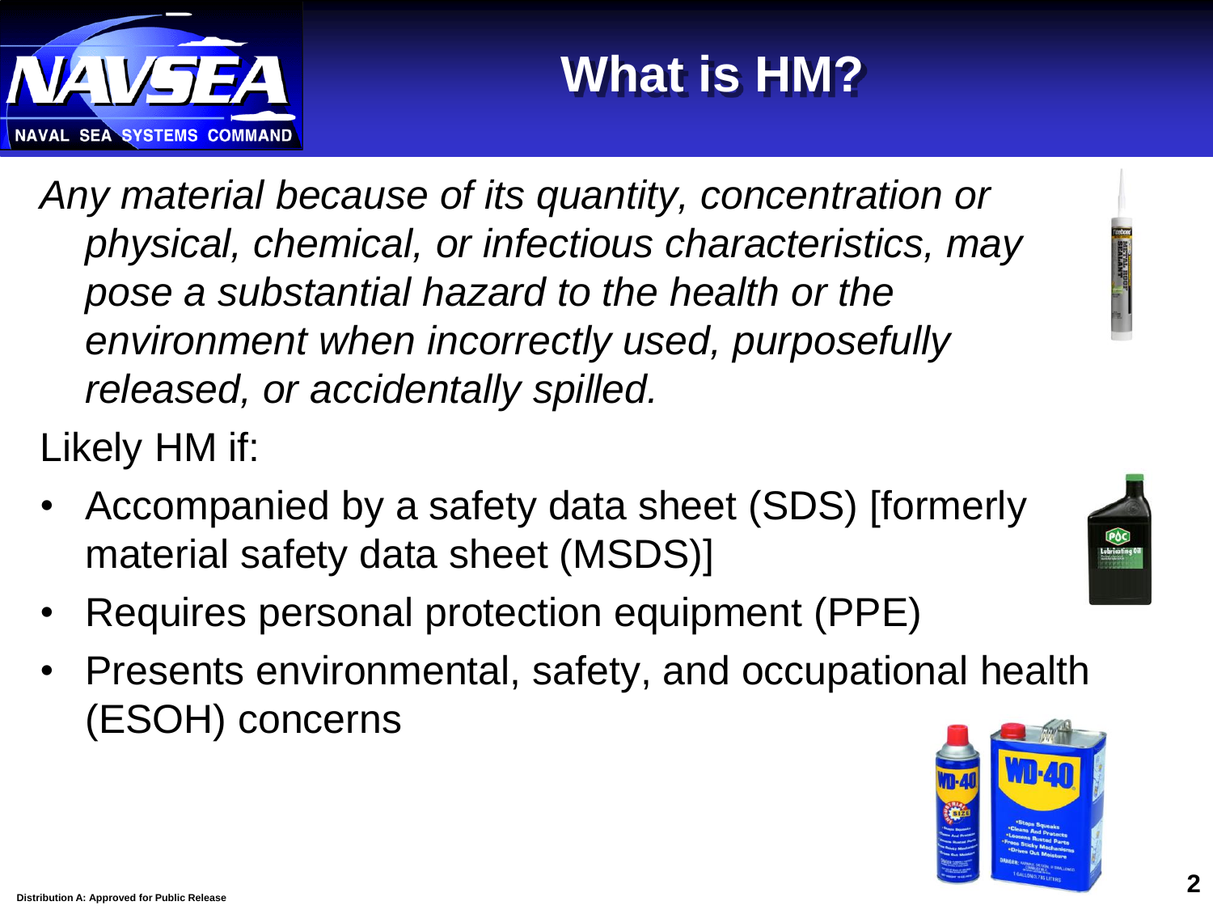# What is HM?

*Any material because of its quantity, concentration or physical, chemical, or infectious characteristics, may pose a substantial hazard to the health or the environment when incorrectly used, purposefully released, or accidentally spilled.*

Likely HM if:

- Accompanied by a safety data sheet (SDS) [formerly material safety data sheet (MSDS)]
- Requires personal protection equipment (PPE)
- Presents environmental, safety, and occupational health (ESOH) concerns

Distribution A: Approved for Public Release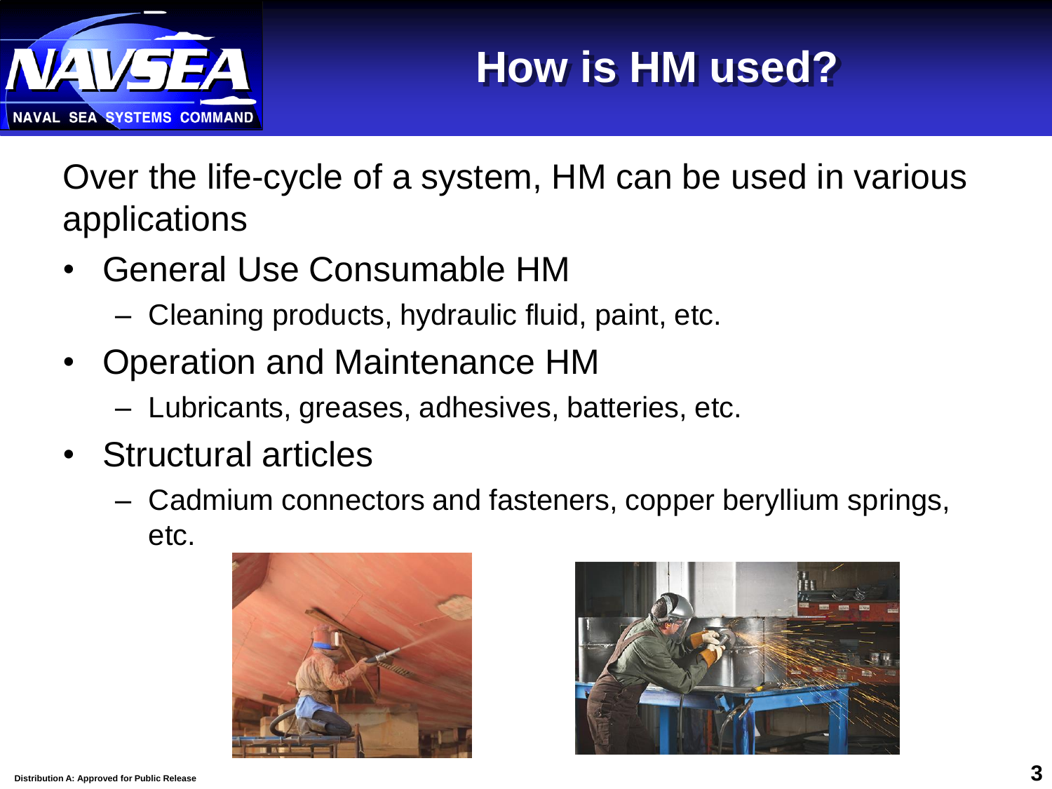# How is HM used?

Over the life-cycle of a system, HM can be used in various applications

- General Use Consumable HM
  - Cleaning products, hydraulic fluid, paint, etc.
- Operation and Maintenance HM
  - Lubricants, greases, adhesives, batteries, etc.
- Structural articles
  - Cadmium connectors and fasteners, copper beryllium springs, etc.

Distribution A: Approved for Public Release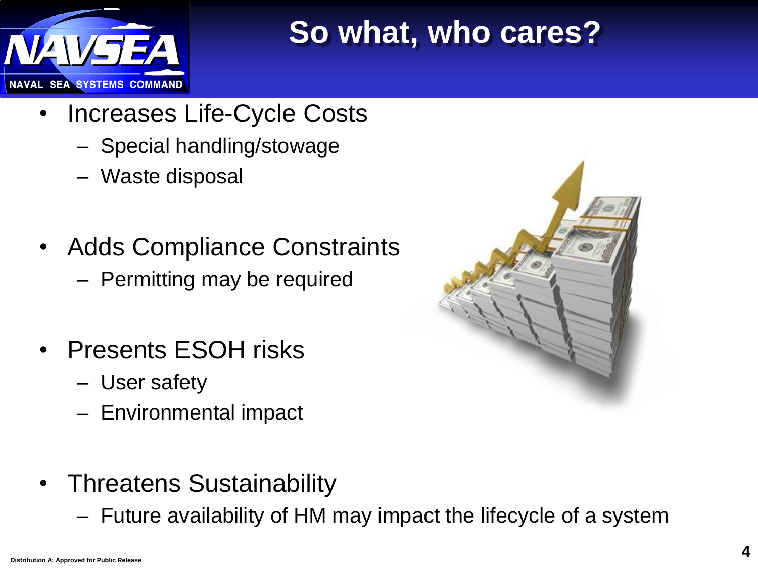# So what, who cares?

- Increases Life-Cycle Costs
  - Special handling/stowage
  - Waste disposal
- Adds Compliance Constraints
  - Permitting may be required
- Presents ESOH risks
  - User safety
  - Environmental impact
- Threatens Sustainability
  - Future availability of HM may impact the lifecycle of a system

Distribution A: Approved for Public Release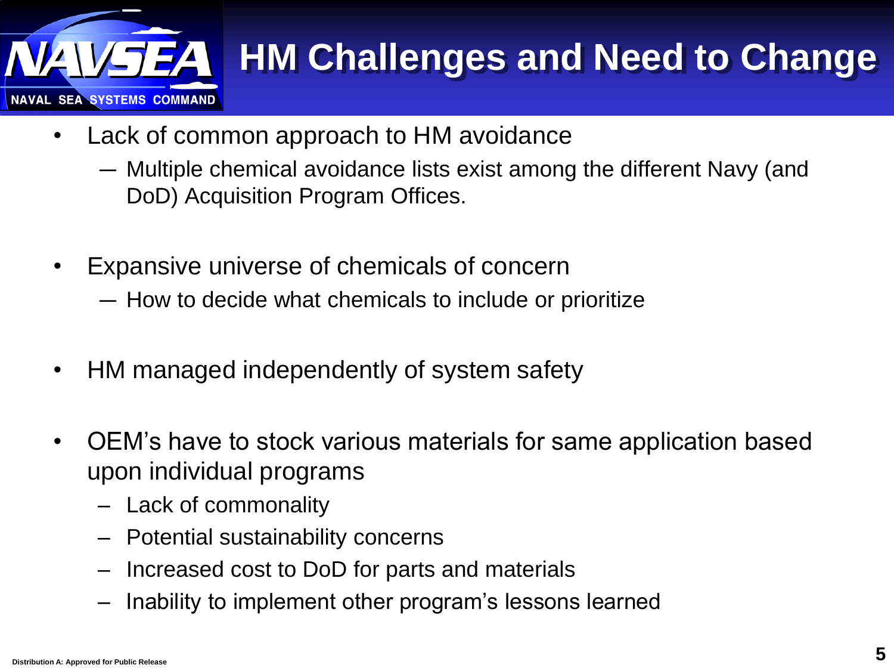# HM Challenges and Need to Change

- Lack of common approach to HM avoidance
  - Multiple chemical avoidance lists exist among the different Navy (and DoD) Acquisition Program Offices.
- Expansive universe of chemicals of concern
  - How to decide what chemicals to include or prioritize
- HM managed independently of system safety
- OEM's have to stock various materials for same application based upon individual programs
  - Lack of commonality
  - Potential sustainability concerns
  - Increased cost to DoD for parts and materials
  - Inability to implement other program's lessons learned

Distribution A: Approved for Public Release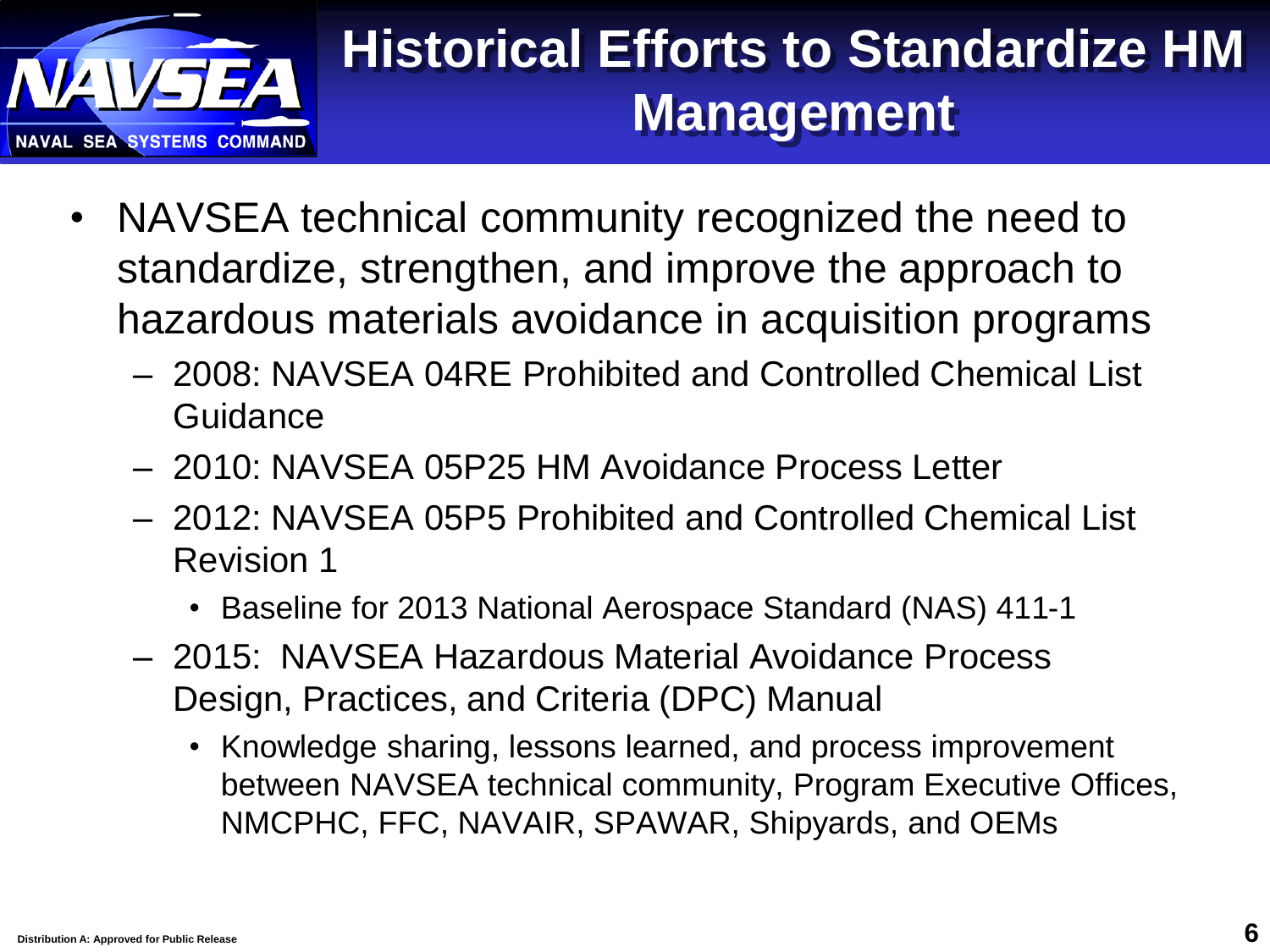# Historical Efforts to Standardize HM Management

- NAVSEA technical community recognized the need to standardize, strengthen, and improve the approach to hazardous materials avoidance in acquisition programs
  - 2008: NAVSEA 04RE Prohibited and Controlled Chemical List Guidance
  - 2010: NAVSEA 05P25 HM Avoidance Process Letter
  - 2012: NAVSEA 05P5 Prohibited and Controlled Chemical List Revision 1
    - Baseline for 2013 National Aerospace Standard (NAS) 411-1
  - 2015: NAVSEA Hazardous Material Avoidance Process Design, Practices, and Criteria (DPC) Manual
    - Knowledge sharing, lessons learned, and process improvement between NAVSEA technical community, Program Executive Offices, NMCPHC, FFC, NAVAIR, SPAWAR, Shipyards, and OEMs

Distribution A: Approved for Public Release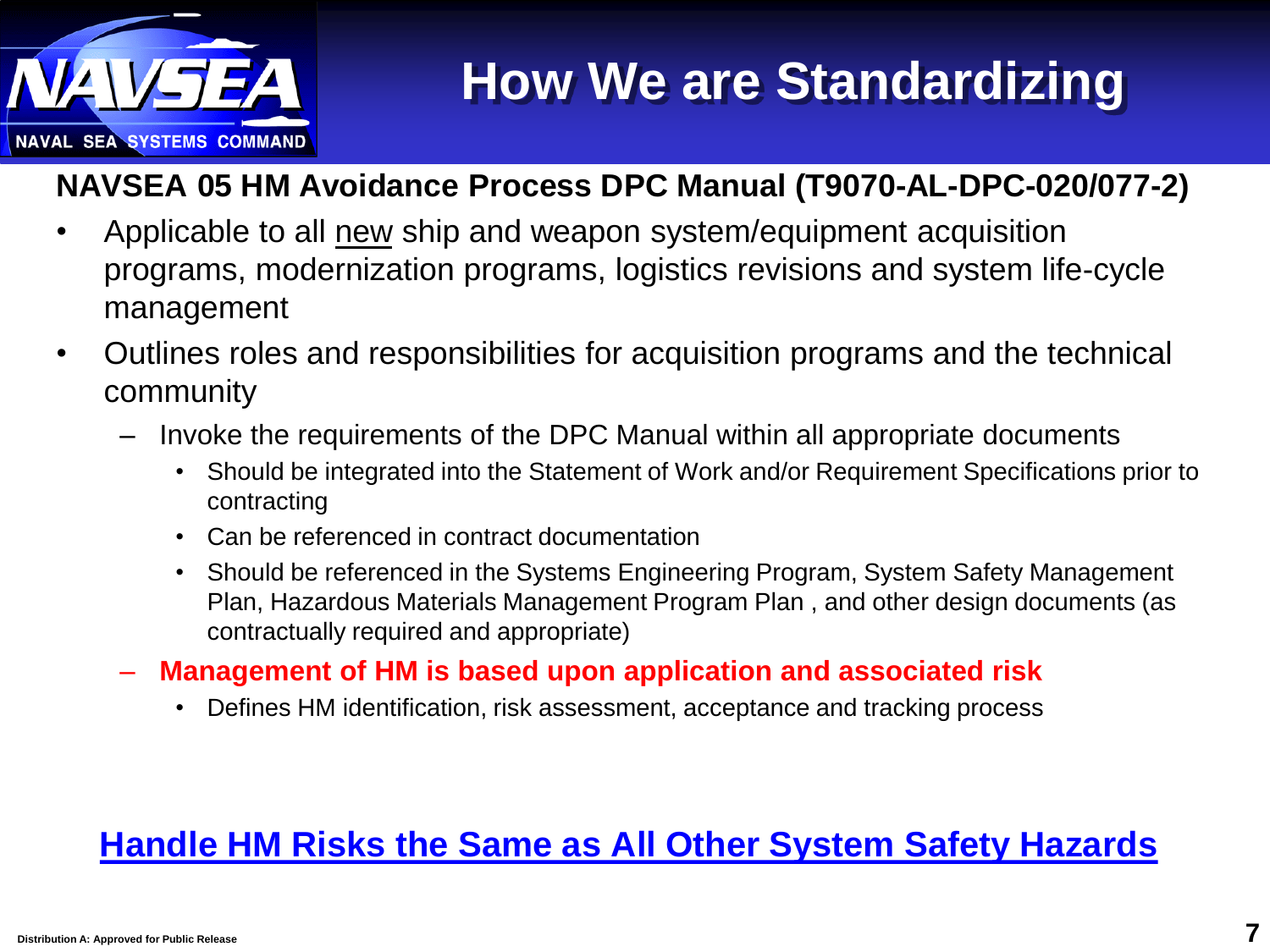# How We are Standardizing

**NAVSEA 05 HM Avoidance Process DPC Manual (T9070-AL-DPC-020/077-2)**

- Applicable to all new ship and weapon system/equipment acquisition programs, modernization programs, logistics revisions and system life-cycle management
- Outlines roles and responsibilities for acquisition programs and the technical community
  - Invoke the requirements of the DPC Manual within all appropriate documents
    - Should be integrated into the Statement of Work and/or Requirement Specifications prior to contracting
    - Can be referenced in contract documentation
    - Should be referenced in the Systems Engineering Program, System Safety Management Plan, Hazardous Materials Management Program Plan , and other design documents (as contractually required and appropriate)
  - **Management of HM is based upon application and associated risk**
    - Defines HM identification, risk assessment, acceptance and tracking process

**Handle HM Risks the Same as All Other System Safety Hazards**

Distribution A: Approved for Public Release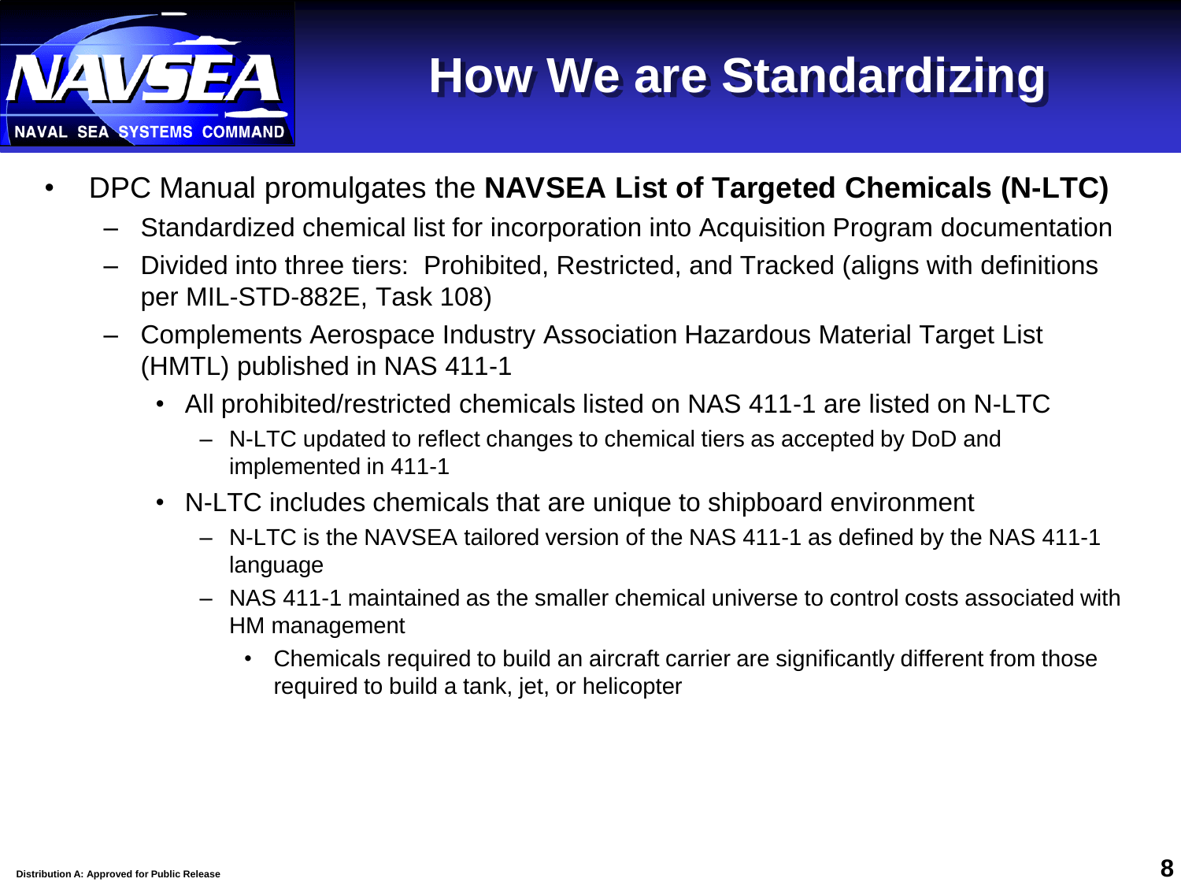# How We are Standardizing

- DPC Manual promulgates the **NAVSEA List of Targeted Chemicals (N-LTC)**
  - Standardized chemical list for incorporation into Acquisition Program documentation
  - Divided into three tiers: Prohibited, Restricted, and Tracked (aligns with definitions per MIL-STD-882E, Task 108)
  - Complements Aerospace Industry Association Hazardous Material Target List (HMTL) published in NAS 411-1
    - All prohibited/restricted chemicals listed on NAS 411-1 are listed on N-LTC
      - N-LTC updated to reflect changes to chemical tiers as accepted by DoD and implemented in 411-1
    - N-LTC includes chemicals that are unique to shipboard environment
      - N-LTC is the NAVSEA tailored version of the NAS 411-1 as defined by the NAS 411-1 language
      - NAS 411-1 maintained as the smaller chemical universe to control costs associated with HM management
        - Chemicals required to build an aircraft carrier are significantly different from those required to build a tank, jet, or helicopter

Distribution A: Approved for Public Release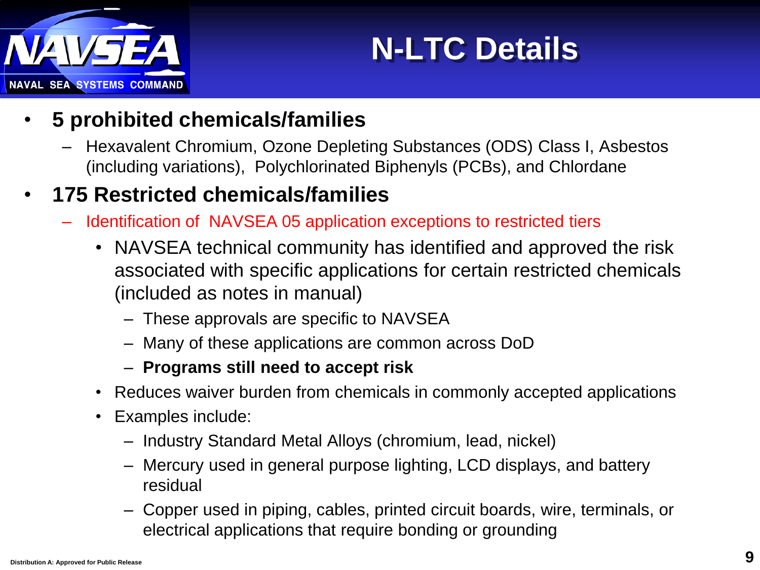# N-LTC Details

- **5 prohibited chemicals/families**
  - Hexavalent Chromium, Ozone Depleting Substances (ODS) Class I, Asbestos (including variations), Polychlorinated Biphenyls (PCBs), and Chlordane
- **175 Restricted chemicals/families**
  - Identification of NAVSEA 05 application exceptions to restricted tiers
    - NAVSEA technical community has identified and approved the risk associated with specific applications for certain restricted chemicals (included as notes in manual)
      - These approvals are specific to NAVSEA
      - Many of these applications are common across DoD
      - **Programs still need to accept risk**
    - Reduces waiver burden from chemicals in commonly accepted applications
    - Examples include:
      - Industry Standard Metal Alloys (chromium, lead, nickel)
      - Mercury used in general purpose lighting, LCD displays, and battery residual
      - Copper used in piping, cables, printed circuit boards, wire, terminals, or electrical applications that require bonding or grounding

Distribution A: Approved for Public Release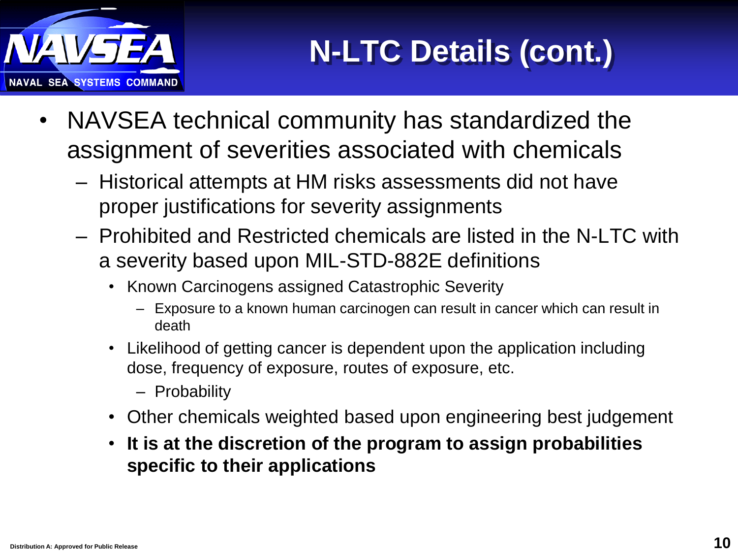# N-LTC Details (cont.)

- NAVSEA technical community has standardized the assignment of severities associated with chemicals
  - Historical attempts at HM risks assessments did not have proper justifications for severity assignments
  - Prohibited and Restricted chemicals are listed in the N-LTC with a severity based upon MIL-STD-882E definitions
    - Known Carcinogens assigned Catastrophic Severity
      - Exposure to a known human carcinogen can result in cancer which can result in death
    - Likelihood of getting cancer is dependent upon the application including dose, frequency of exposure, routes of exposure, etc.
      - Probability
    - Other chemicals weighted based upon engineering best judgement
    - **It is at the discretion of the program to assign probabilities specific to their applications**

Distribution A: Approved for Public Release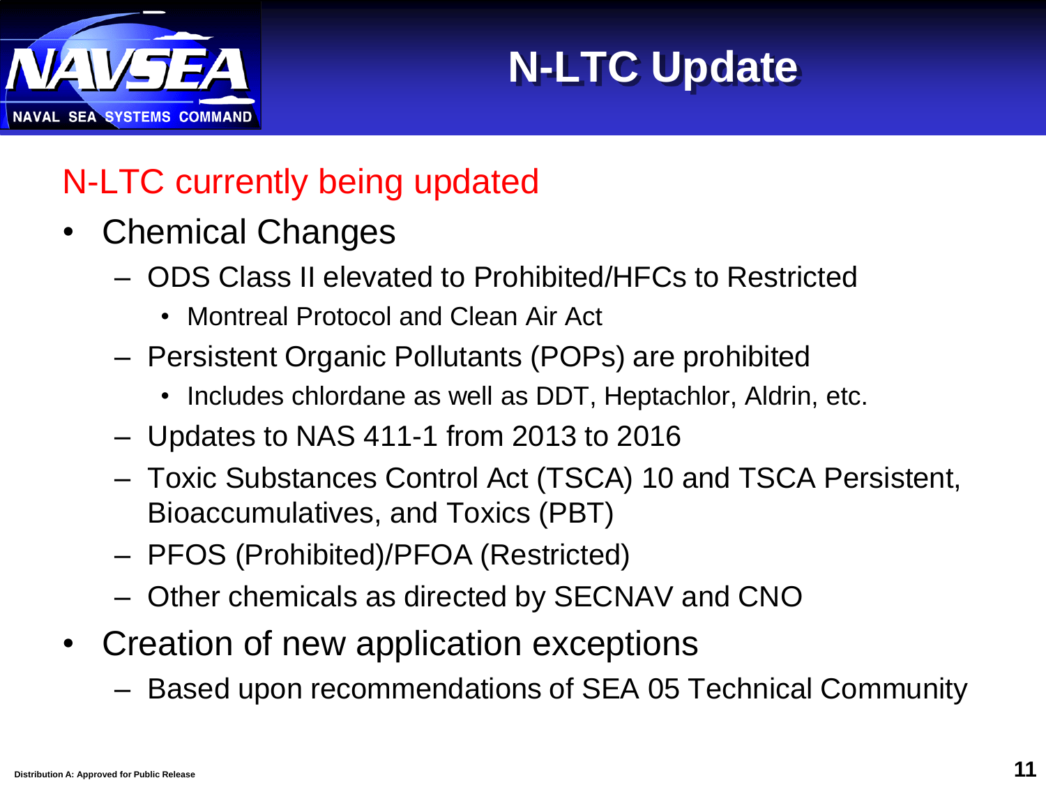# N-LTC Update

N-LTC currently being updated

- Chemical Changes
  - ODS Class II elevated to Prohibited/HFCs to Restricted
    - Montreal Protocol and Clean Air Act
  - Persistent Organic Pollutants (POPs) are prohibited
    - Includes chlordane as well as DDT, Heptachlor, Aldrin, etc.
  - Updates to NAS 411-1 from 2013 to 2016
  - Toxic Substances Control Act (TSCA) 10 and TSCA Persistent, Bioaccumulatives, and Toxics (PBT)
  - PFOS (Prohibited)/PFOA (Restricted)
  - Other chemicals as directed by SECNAV and CNO
- Creation of new application exceptions
  - Based upon recommendations of SEA 05 Technical Community

Distribution A: Approved for Public Release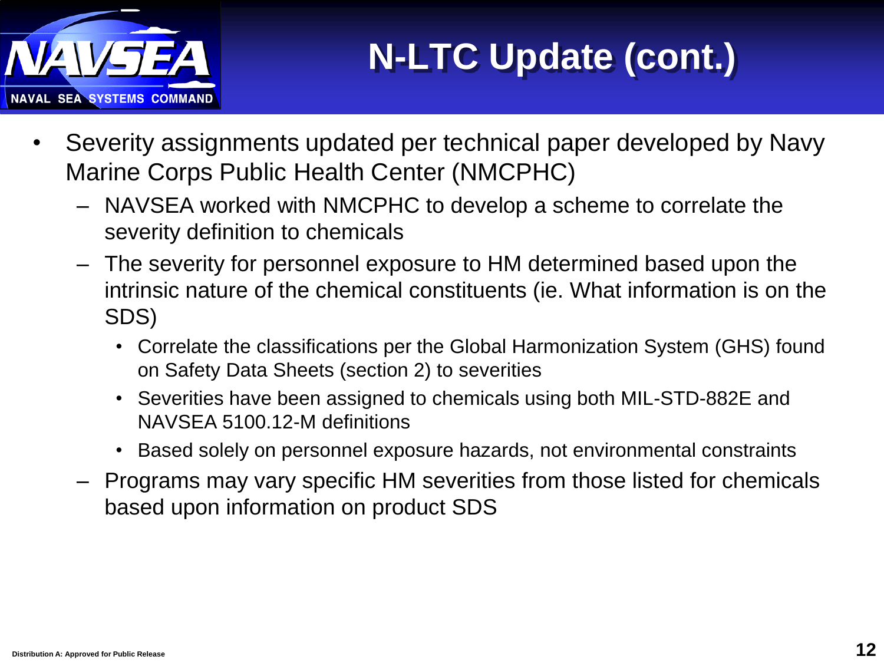# N-LTC Update (cont.)

- Severity assignments updated per technical paper developed by Navy Marine Corps Public Health Center (NMCPHC)
  - NAVSEA worked with NMCPHC to develop a scheme to correlate the severity definition to chemicals
  - The severity for personnel exposure to HM determined based upon the intrinsic nature of the chemical constituents (ie. What information is on the SDS)
    - Correlate the classifications per the Global Harmonization System (GHS) found on Safety Data Sheets (section 2) to severities
    - Severities have been assigned to chemicals using both MIL-STD-882E and NAVSEA 5100.12-M definitions
    - Based solely on personnel exposure hazards, not environmental constraints
  - Programs may vary specific HM severities from those listed for chemicals based upon information on product SDS

Distribution A: Approved for Public Release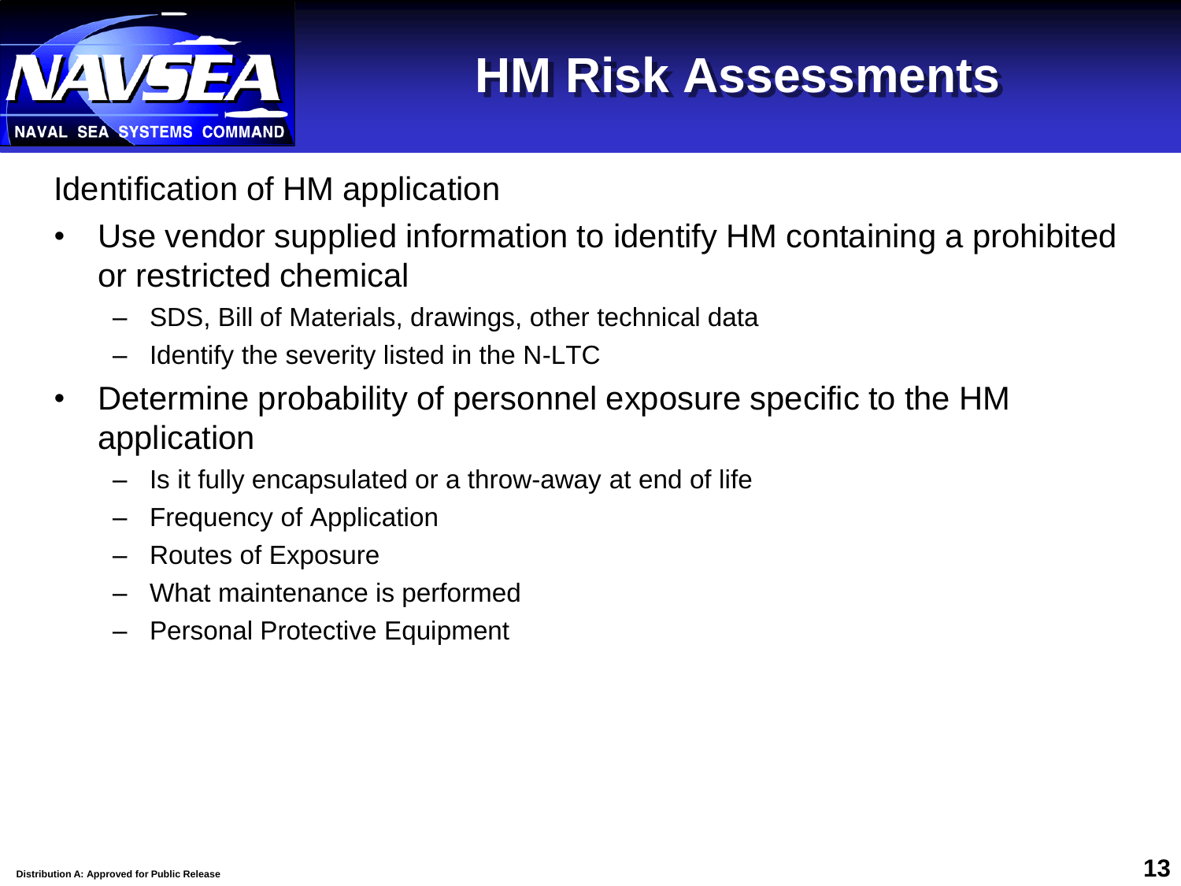# HM Risk Assessments

Identification of HM application

- Use vendor supplied information to identify HM containing a prohibited or restricted chemical
  - SDS, Bill of Materials, drawings, other technical data
  - Identify the severity listed in the N-LTC
- Determine probability of personnel exposure specific to the HM application
  - Is it fully encapsulated or a throw-away at end of life
  - Frequency of Application
  - Routes of Exposure
  - What maintenance is performed
  - Personal Protective Equipment

Distribution A: Approved for Public Release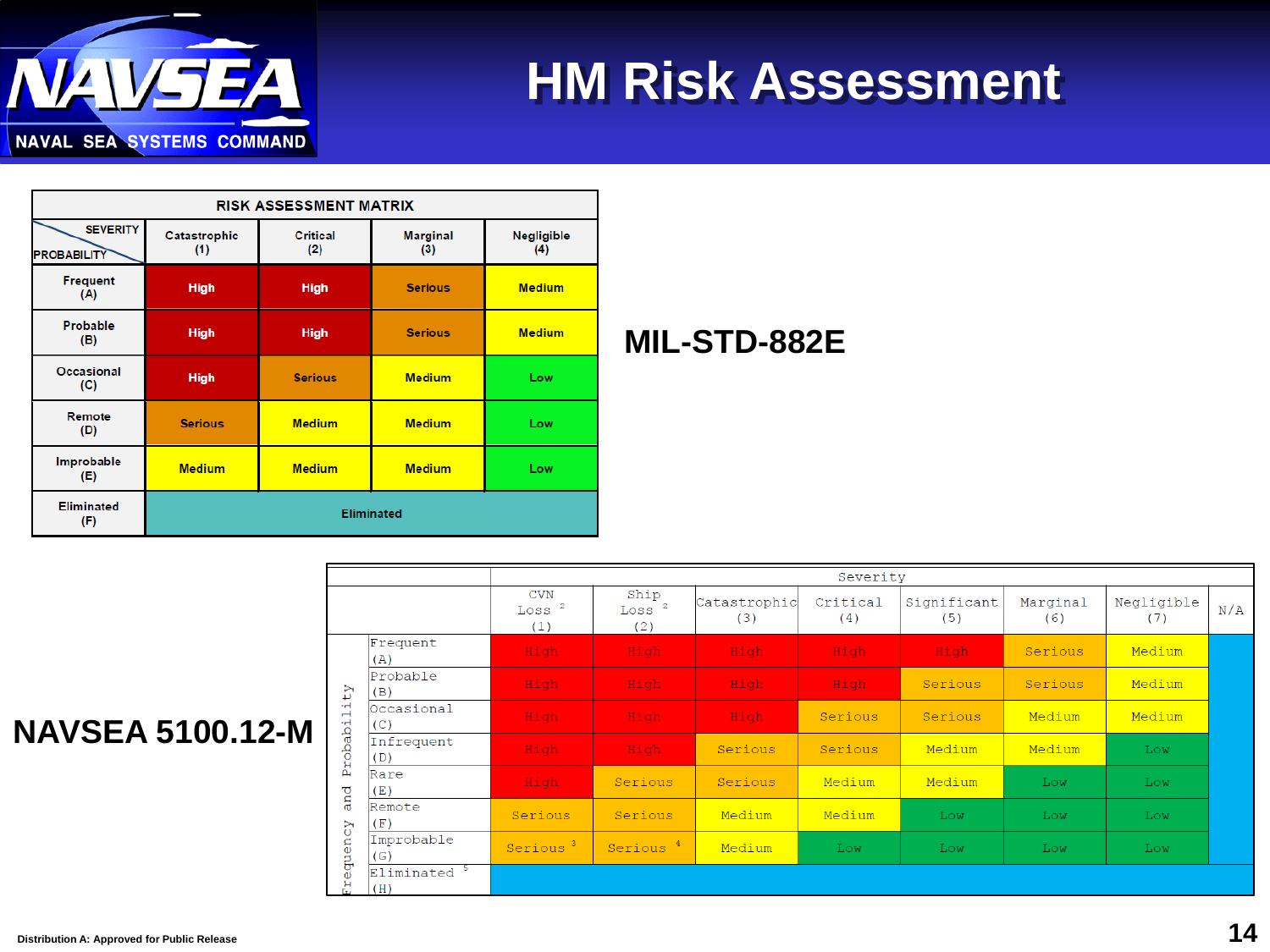# HM Risk Assessment

**MIL-STD-882E**

| RISK ASSESSMENT MATRIX | | | | |
|---|---|---|---|---|
| SEVERITY / PROBABILITY | Catastrophic (1) | Critical (2) | Marginal (3) | Negligible (4) |
| Frequent (A) | High | High | Serious | Medium |
| Probable (B) | High | High | Serious | Medium |
| Occasional (C) | High | Serious | Medium | Low |
| Remote (D) | Serious | Medium | Medium | Low |
| Improbable (E) | Medium | Medium | Medium | Low |
| Eliminated (F) | Eliminated | | | |

**NAVSEA 5100.12-M**

| Frequency and Probability | Severity: CVN Loss [2] (1) | Ship Loss [2] (2) | Catastrophic (3) | Critical (4) | Significant (5) | Marginal (6) | Negligible (7) | N/A |
|---|---|---|---|---|---|---|---|---|
| Frequent (A) | High | High | High | High | High | Serious | Medium | |
| Probable (B) | High | High | High | High | Serious | Serious | Medium | |
| Occasional (C) | High | High | High | Serious | Serious | Medium | Medium | |
| Infrequent (D) | High | High | Serious | Serious | Medium | Medium | Low | |
| Rare (E) | High | Serious | Serious | Medium | Medium | Low | Low | |
| Remote (F) | Serious | Serious | Medium | Medium | Low | Low | Low | |
| Improbable (G) | Serious [3] | Serious [4] | Medium | Low | Low | Low | Low | |
| Eliminated [5] (H) | | | | | | | | |

Distribution A: Approved for Public Release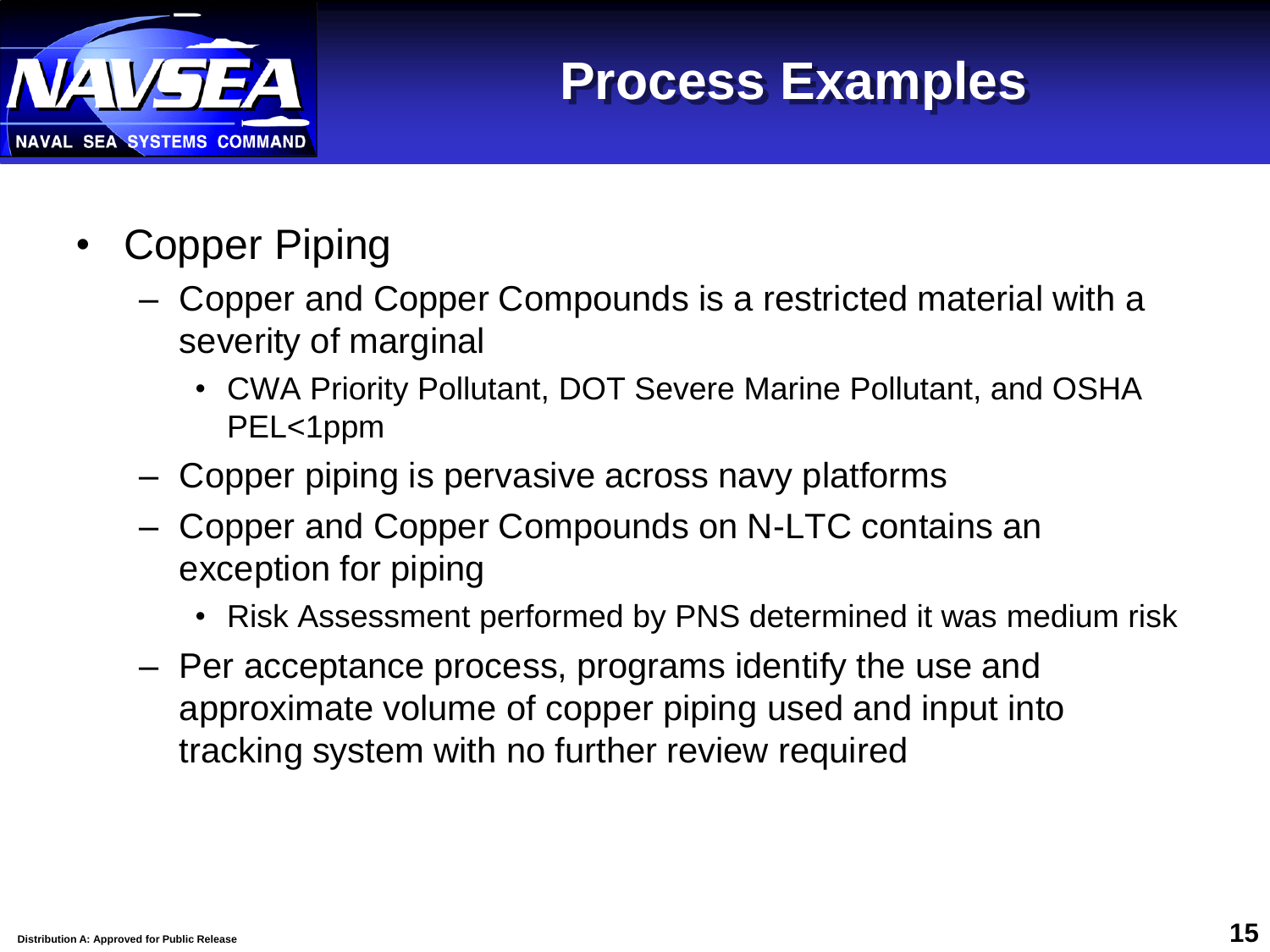# Process Examples

- Copper Piping
  - Copper and Copper Compounds is a restricted material with a severity of marginal
    - CWA Priority Pollutant, DOT Severe Marine Pollutant, and OSHA PEL<1ppm
  - Copper piping is pervasive across navy platforms
  - Copper and Copper Compounds on N-LTC contains an exception for piping
    - Risk Assessment performed by PNS determined it was medium risk
  - Per acceptance process, programs identify the use and approximate volume of copper piping used and input into tracking system with no further review required

Distribution A: Approved for Public Release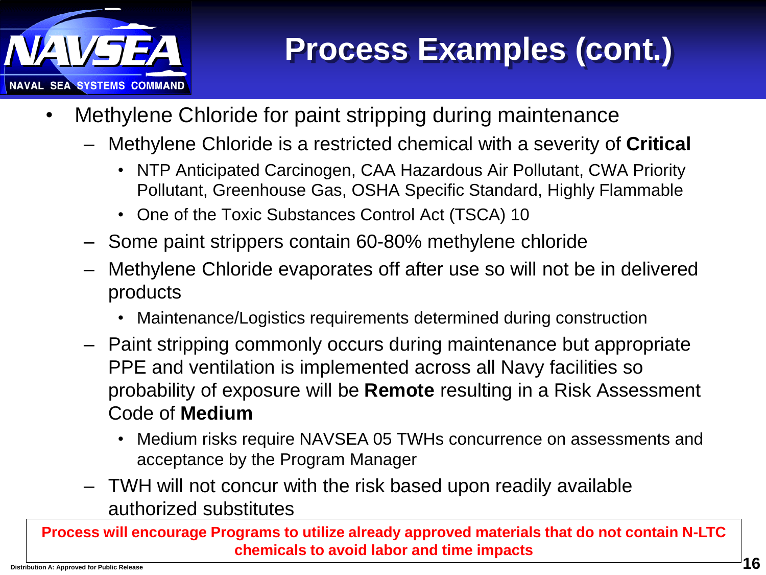# Process Examples (cont.)

- Methylene Chloride for paint stripping during maintenance
  - Methylene Chloride is a restricted chemical with a severity of **Critical**
    - NTP Anticipated Carcinogen, CAA Hazardous Air Pollutant, CWA Priority Pollutant, Greenhouse Gas, OSHA Specific Standard, Highly Flammable
    - One of the Toxic Substances Control Act (TSCA) 10
  - Some paint strippers contain 60-80% methylene chloride
  - Methylene Chloride evaporates off after use so will not be in delivered products
    - Maintenance/Logistics requirements determined during construction
  - Paint stripping commonly occurs during maintenance but appropriate PPE and ventilation is implemented across all Navy facilities so probability of exposure will be **Remote** resulting in a Risk Assessment Code of **Medium**
    - Medium risks require NAVSEA 05 TWHs concurrence on assessments and acceptance by the Program Manager
  - TWH will not concur with the risk based upon readily available authorized substitutes

**Process will encourage Programs to utilize already approved materials that do not contain N-LTC chemicals to avoid labor and time impacts**

Distribution A: Approved for Public Release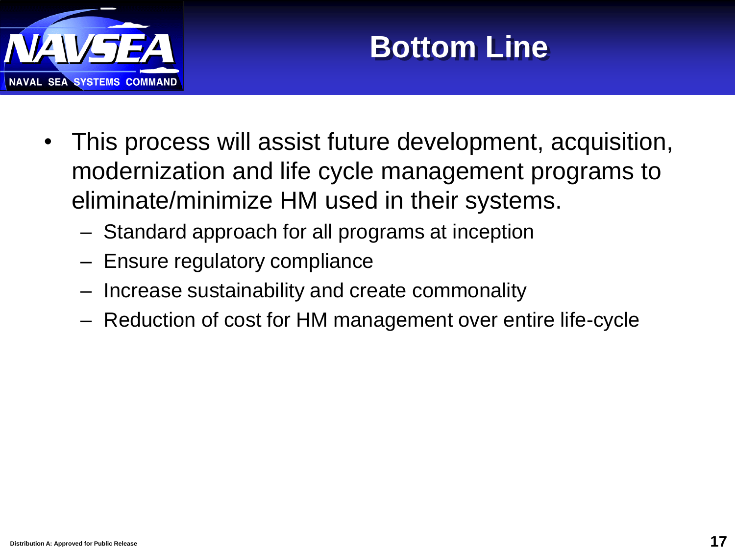# Bottom Line

- This process will assist future development, acquisition, modernization and life cycle management programs to eliminate/minimize HM used in their systems.
  - Standard approach for all programs at inception
  - Ensure regulatory compliance
  - Increase sustainability and create commonality
  - Reduction of cost for HM management over entire life-cycle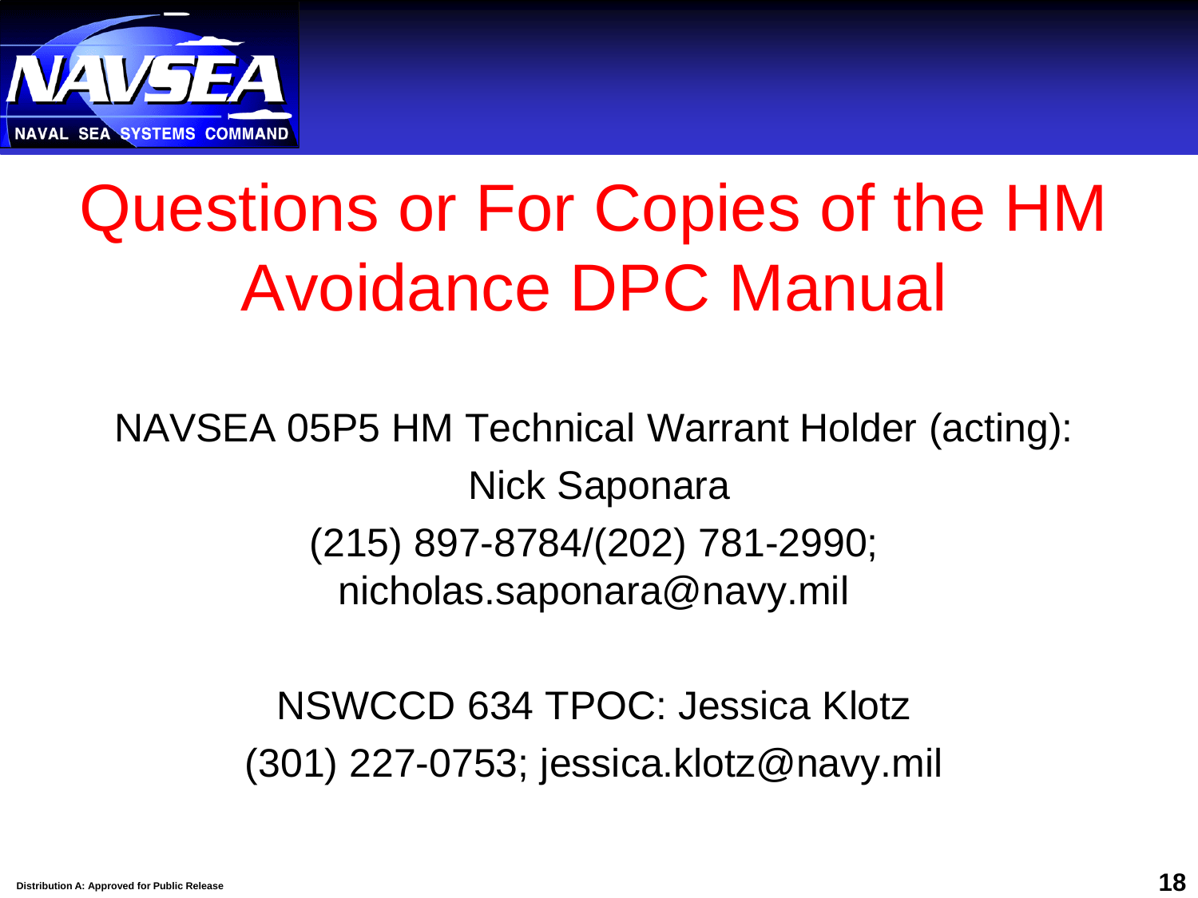# Questions or For Copies of the HM Avoidance DPC Manual

NAVSEA 05P5 HM Technical Warrant Holder (acting):
Nick Saponara
(215) 897-8784/(202) 781-2990;
nicholas.saponara@navy.mil

NSWCCD 634 TPOC: Jessica Klotz
(301) 227-0753; jessica.klotz@navy.mil

Distribution A: Approved for Public Release